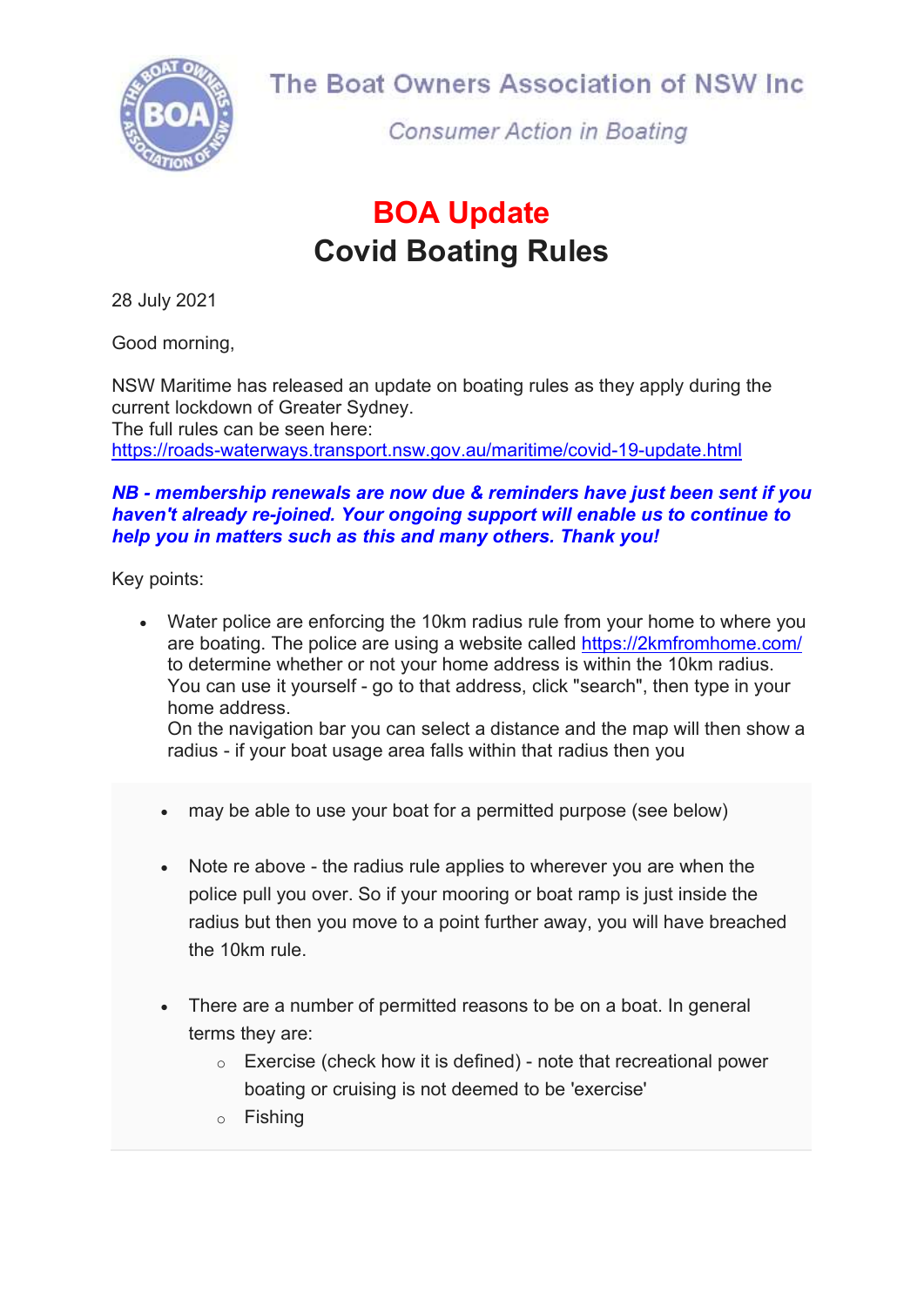The Boat Owners Association of NSW Inc

*Consumer Action in Boating*

# BOA Update
# Covid Boating Rules

28 July 2021

Good morning,

NSW Maritime has released an update on boating rules as they apply during the current lockdown of Greater Sydney.
The full rules can be seen here:
https://roads-waterways.transport.nsw.gov.au/maritime/covid-19-update.html

***NB - membership renewals are now due & reminders have just been sent if you haven't already re-joined. Your ongoing support will enable us to continue to help you in matters such as this and many others. Thank you!***

Key points:

- Water police are enforcing the 10km radius rule from your home to where you are boating. The police are using a website called https://2kmfromhome.com/ to determine whether or not your home address is within the 10km radius. You can use it yourself - go to that address, click "search", then type in your home address.
  On the navigation bar you can select a distance and the map will then show a radius - if your boat usage area falls within that radius then you

- may be able to use your boat for a permitted purpose (see below)
- Note re above - the radius rule applies to wherever you are when the police pull you over. So if your mooring or boat ramp is just inside the radius but then you move to a point further away, you will have breached the 10km rule.
- There are a number of permitted reasons to be on a boat. In general terms they are:
  - Exercise (check how it is defined) - note that recreational power boating or cruising is not deemed to be 'exercise'
  - Fishing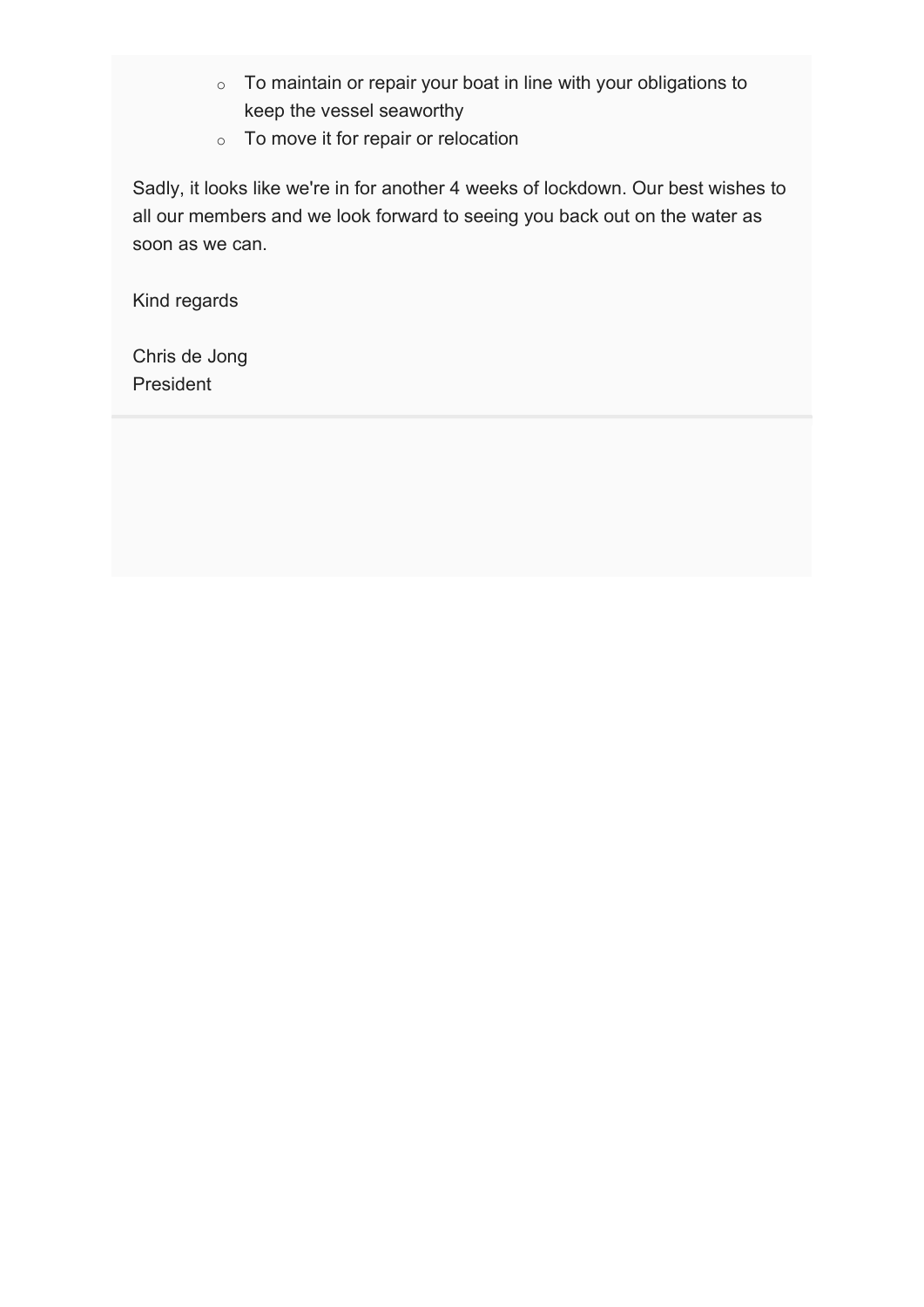- To maintain or repair your boat in line with your obligations to keep the vessel seaworthy
  - To move it for repair or relocation

Sadly, it looks like we're in for another 4 weeks of lockdown. Our best wishes to all our members and we look forward to seeing you back out on the water as soon as we can.

Kind regards

Chris de Jong
President